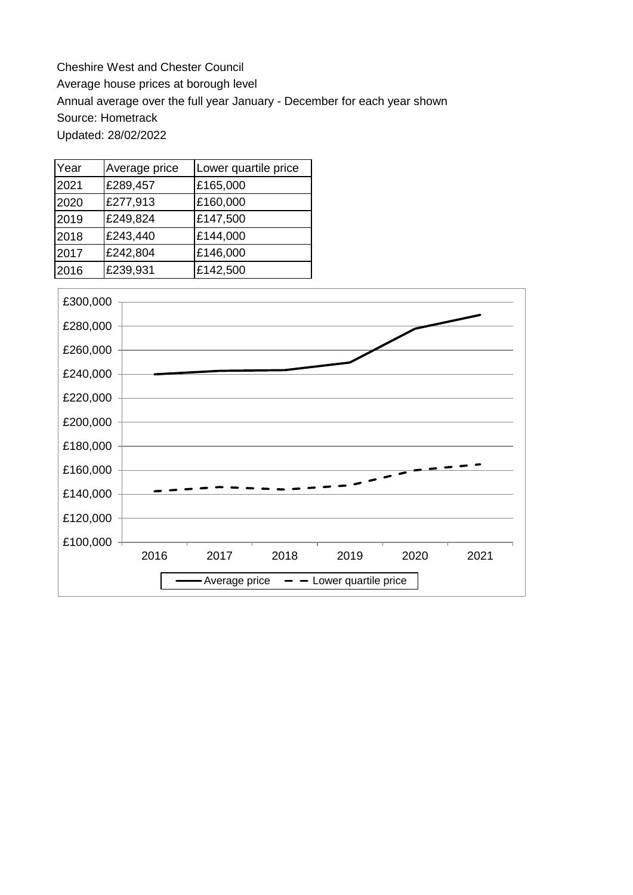Cheshire West and Chester Council

Average house prices at borough level

Annual average over the full year January - December for each year shown

Source: Hometrack

Updated: 28/02/2022

| Year | Average price | Lower quartile price |
|---|---|---|
| 2021 | £289,457 | £165,000 |
| 2020 | £277,913 | £160,000 |
| 2019 | £249,824 | £147,500 |
| 2018 | £243,440 | £144,000 |
| 2017 | £242,804 | £146,000 |
| 2016 | £239,931 | £142,500 |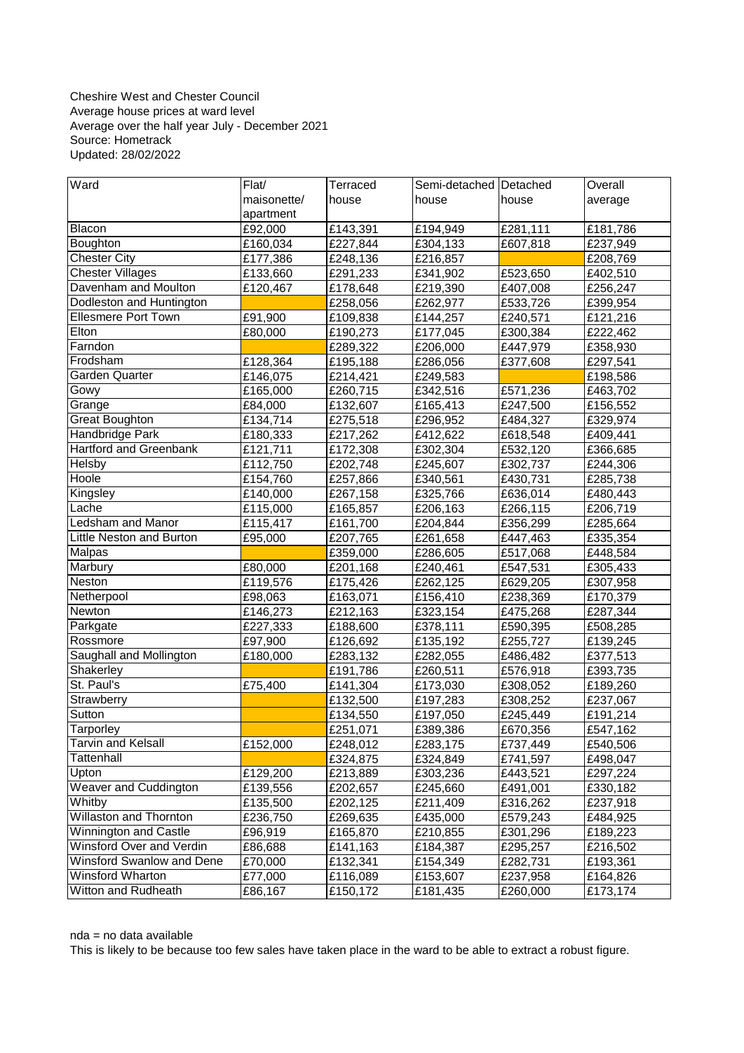Cheshire West and Chester Council
Average house prices at ward level
Average over the half year July - December 2021
Source: Hometrack
Updated: 28/02/2022

| Ward | Flat/ maisonette/ apartment | Terraced house | Semi-detached house | Detached house | Overall average |
|---|---|---|---|---|---|
| Blacon | £92,000 | £143,391 | £194,949 | £281,111 | £181,786 |
| Boughton | £160,034 | £227,844 | £304,133 | £607,818 | £237,949 |
| Chester City | £177,386 | £248,136 | £216,857 | | £208,769 |
| Chester Villages | £133,660 | £291,233 | £341,902 | £523,650 | £402,510 |
| Davenham and Moulton | £120,467 | £178,648 | £219,390 | £407,008 | £256,247 |
| Dodleston and Huntington | | £258,056 | £262,977 | £533,726 | £399,954 |
| Ellesmere Port Town | £91,900 | £109,838 | £144,257 | £240,571 | £121,216 |
| Elton | £80,000 | £190,273 | £177,045 | £300,384 | £222,462 |
| Farndon | | £289,322 | £206,000 | £447,979 | £358,930 |
| Frodsham | £128,364 | £195,188 | £286,056 | £377,608 | £297,541 |
| Garden Quarter | £146,075 | £214,421 | £249,583 | | £198,586 |
| Gowy | £165,000 | £260,715 | £342,516 | £571,236 | £463,702 |
| Grange | £84,000 | £132,607 | £165,413 | £247,500 | £156,552 |
| Great Boughton | £134,714 | £275,518 | £296,952 | £484,327 | £329,974 |
| Handbridge Park | £180,333 | £217,262 | £412,622 | £618,548 | £409,441 |
| Hartford and Greenbank | £121,711 | £172,308 | £302,304 | £532,120 | £366,685 |
| Helsby | £112,750 | £202,748 | £245,607 | £302,737 | £244,306 |
| Hoole | £154,760 | £257,866 | £340,561 | £430,731 | £285,738 |
| Kingsley | £140,000 | £267,158 | £325,766 | £636,014 | £480,443 |
| Lache | £115,000 | £165,857 | £206,163 | £266,115 | £206,719 |
| Ledsham and Manor | £115,417 | £161,700 | £204,844 | £356,299 | £285,664 |
| Little Neston and Burton | £95,000 | £207,765 | £261,658 | £447,463 | £335,354 |
| Malpas | | £359,000 | £286,605 | £517,068 | £448,584 |
| Marbury | £80,000 | £201,168 | £240,461 | £547,531 | £305,433 |
| Neston | £119,576 | £175,426 | £262,125 | £629,205 | £307,958 |
| Netherpool | £98,063 | £163,071 | £156,410 | £238,369 | £170,379 |
| Newton | £146,273 | £212,163 | £323,154 | £475,268 | £287,344 |
| Parkgate | £227,333 | £188,600 | £378,111 | £590,395 | £508,285 |
| Rossmore | £97,900 | £126,692 | £135,192 | £255,727 | £139,245 |
| Saughall and Mollington | £180,000 | £283,132 | £282,055 | £486,482 | £377,513 |
| Shakerley | | £191,786 | £260,511 | £576,918 | £393,735 |
| St. Paul's | £75,400 | £141,304 | £173,030 | £308,052 | £189,260 |
| Strawberry | | £132,500 | £197,283 | £308,252 | £237,067 |
| Sutton | | £134,550 | £197,050 | £245,449 | £191,214 |
| Tarporley | | £251,071 | £389,386 | £670,356 | £547,162 |
| Tarvin and Kelsall | £152,000 | £248,012 | £283,175 | £737,449 | £540,506 |
| Tattenhall | | £324,875 | £324,849 | £741,597 | £498,047 |
| Upton | £129,200 | £213,889 | £303,236 | £443,521 | £297,224 |
| Weaver and Cuddington | £139,556 | £202,657 | £245,660 | £491,001 | £330,182 |
| Whitby | £135,500 | £202,125 | £211,409 | £316,262 | £237,918 |
| Willaston and Thornton | £236,750 | £269,635 | £435,000 | £579,243 | £484,925 |
| Winnington and Castle | £96,919 | £165,870 | £210,855 | £301,296 | £189,223 |
| Winsford Over and Verdin | £86,688 | £141,163 | £184,387 | £295,257 | £216,502 |
| Winsford Swanlow and Dene | £70,000 | £132,341 | £154,349 | £282,731 | £193,361 |
| Winsford Wharton | £77,000 | £116,089 | £153,607 | £237,958 | £164,826 |
| Witton and Rudheath | £86,167 | £150,172 | £181,435 | £260,000 | £173,174 |

nda = no data available
This is likely to be because too few sales have taken place in the ward to be able to extract a robust figure.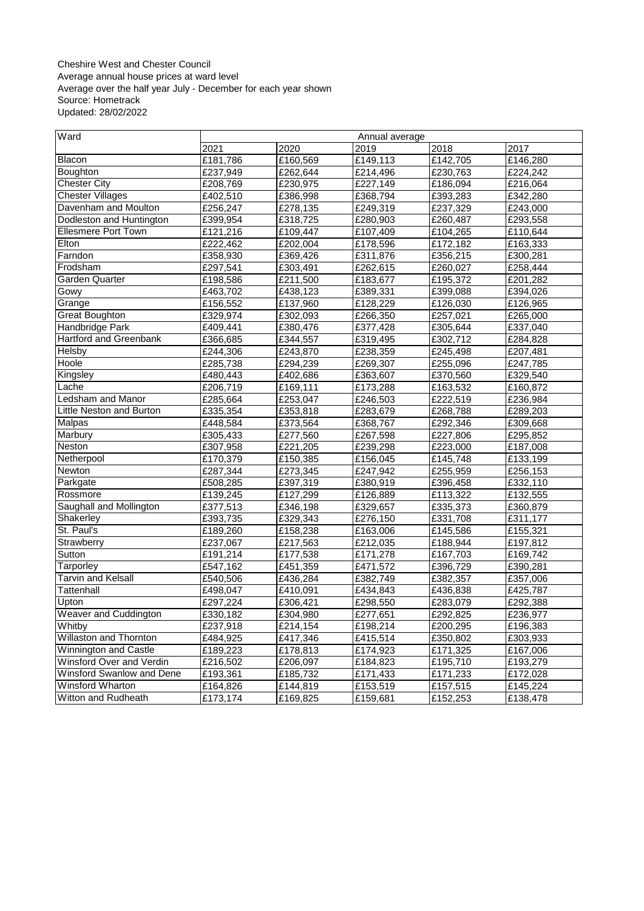Cheshire West and Chester Council
Average annual house prices at ward level
Average over the half year July - December for each year shown
Source: Hometrack
Updated: 28/02/2022

| Ward | Annual average | | | | |
|---|---|---|---|---|---|
| | 2021 | 2020 | 2019 | 2018 | 2017 |
| Blacon | £181,786 | £160,569 | £149,113 | £142,705 | £146,280 |
| Boughton | £237,949 | £262,644 | £214,496 | £230,763 | £224,242 |
| Chester City | £208,769 | £230,975 | £227,149 | £186,094 | £216,064 |
| Chester Villages | £402,510 | £386,998 | £368,794 | £393,283 | £342,280 |
| Davenham and Moulton | £256,247 | £278,135 | £249,319 | £237,329 | £243,000 |
| Dodleston and Huntington | £399,954 | £318,725 | £280,903 | £260,487 | £293,558 |
| Ellesmere Port Town | £121,216 | £109,447 | £107,409 | £104,265 | £110,644 |
| Elton | £222,462 | £202,004 | £178,596 | £172,182 | £163,333 |
| Farndon | £358,930 | £369,426 | £311,876 | £356,215 | £300,281 |
| Frodsham | £297,541 | £303,491 | £262,615 | £260,027 | £258,444 |
| Garden Quarter | £198,586 | £211,500 | £183,677 | £195,372 | £201,282 |
| Gowy | £463,702 | £438,123 | £389,331 | £399,088 | £394,026 |
| Grange | £156,552 | £137,960 | £128,229 | £126,030 | £126,965 |
| Great Boughton | £329,974 | £302,093 | £266,350 | £257,021 | £265,000 |
| Handbridge Park | £409,441 | £380,476 | £377,428 | £305,644 | £337,040 |
| Hartford and Greenbank | £366,685 | £344,557 | £319,495 | £302,712 | £284,828 |
| Helsby | £244,306 | £243,870 | £238,359 | £245,498 | £207,481 |
| Hoole | £285,738 | £294,239 | £269,307 | £255,096 | £247,785 |
| Kingsley | £480,443 | £402,686 | £363,607 | £370,560 | £329,540 |
| Lache | £206,719 | £169,111 | £173,288 | £163,532 | £160,872 |
| Ledsham and Manor | £285,664 | £253,047 | £246,503 | £222,519 | £236,984 |
| Little Neston and Burton | £335,354 | £353,818 | £283,679 | £268,788 | £289,203 |
| Malpas | £448,584 | £373,564 | £368,767 | £292,346 | £309,668 |
| Marbury | £305,433 | £277,560 | £267,598 | £227,806 | £295,852 |
| Neston | £307,958 | £221,205 | £239,298 | £223,000 | £187,008 |
| Netherpool | £170,379 | £150,385 | £156,045 | £145,748 | £133,199 |
| Newton | £287,344 | £273,345 | £247,942 | £255,959 | £256,153 |
| Parkgate | £508,285 | £397,319 | £380,919 | £396,458 | £332,110 |
| Rossmore | £139,245 | £127,299 | £126,889 | £113,322 | £132,555 |
| Saughall and Mollington | £377,513 | £346,198 | £329,657 | £335,373 | £360,879 |
| Shakerley | £393,735 | £329,343 | £276,150 | £331,708 | £311,177 |
| St. Paul's | £189,260 | £158,238 | £163,006 | £145,586 | £155,321 |
| Strawberry | £237,067 | £217,563 | £212,035 | £188,944 | £197,812 |
| Sutton | £191,214 | £177,538 | £171,278 | £167,703 | £169,742 |
| Tarporley | £547,162 | £451,359 | £471,572 | £396,729 | £390,281 |
| Tarvin and Kelsall | £540,506 | £436,284 | £382,749 | £382,357 | £357,006 |
| Tattenhall | £498,047 | £410,091 | £434,843 | £436,838 | £425,787 |
| Upton | £297,224 | £306,421 | £298,550 | £283,079 | £292,388 |
| Weaver and Cuddington | £330,182 | £304,980 | £277,651 | £292,825 | £236,977 |
| Whitby | £237,918 | £214,154 | £198,214 | £200,295 | £196,383 |
| Willaston and Thornton | £484,925 | £417,346 | £415,514 | £350,802 | £303,933 |
| Winnington and Castle | £189,223 | £178,813 | £174,923 | £171,325 | £167,006 |
| Winsford Over and Verdin | £216,502 | £206,097 | £184,823 | £195,710 | £193,279 |
| Winsford Swanlow and Dene | £193,361 | £185,732 | £171,433 | £171,233 | £172,028 |
| Winsford Wharton | £164,826 | £144,819 | £153,519 | £157,515 | £145,224 |
| Witton and Rudheath | £173,174 | £169,825 | £159,681 | £152,253 | £138,478 |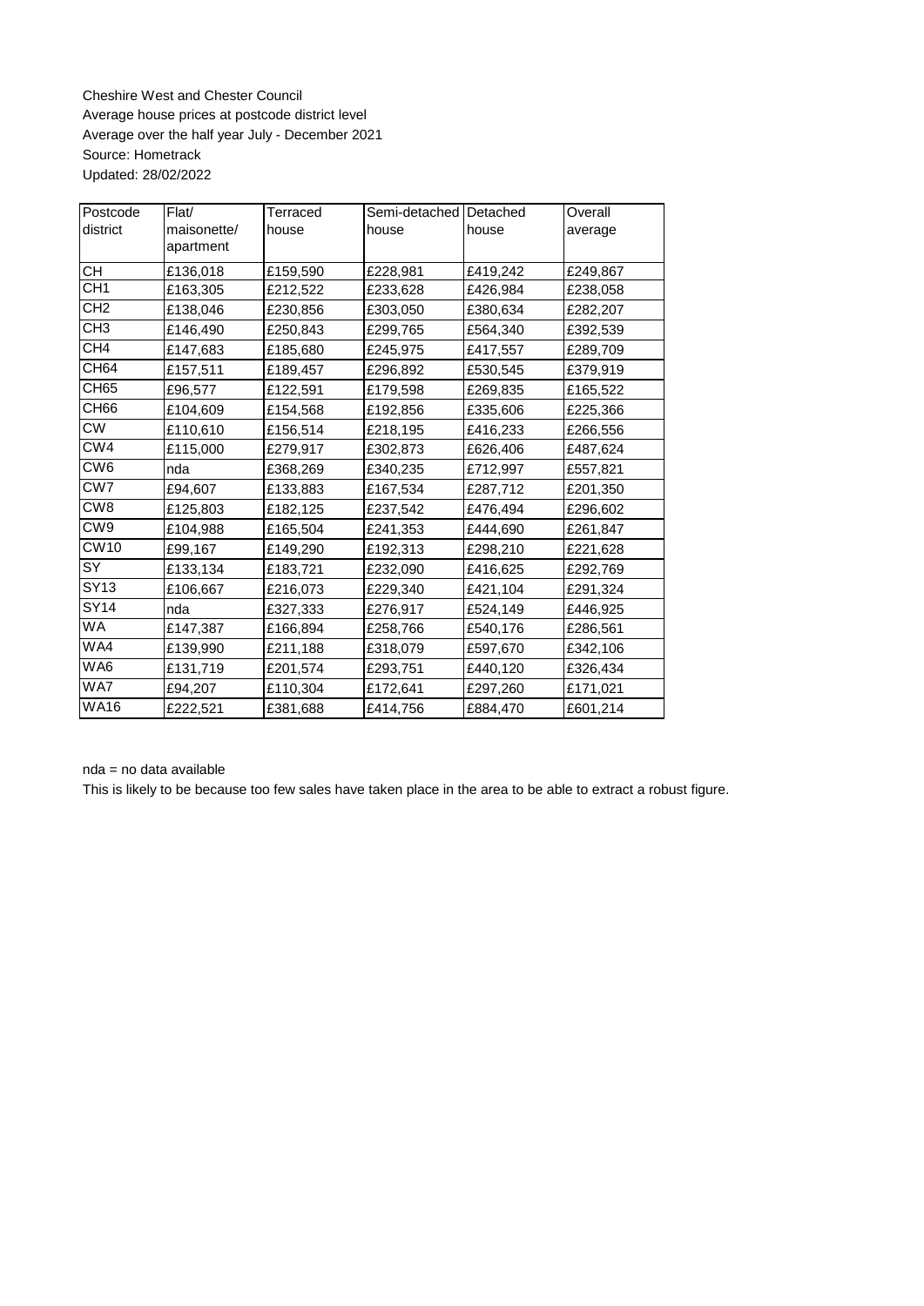Cheshire West and Chester Council
Average house prices at postcode district level
Average over the half year July - December 2021
Source: Hometrack
Updated: 28/02/2022

| Postcode district | Flat/ maisonette/ apartment | Terraced house | Semi-detached house | Detached house | Overall average |
|---|---|---|---|---|---|
| CH | £136,018 | £159,590 | £228,981 | £419,242 | £249,867 |
| CH1 | £163,305 | £212,522 | £233,628 | £426,984 | £238,058 |
| CH2 | £138,046 | £230,856 | £303,050 | £380,634 | £282,207 |
| CH3 | £146,490 | £250,843 | £299,765 | £564,340 | £392,539 |
| CH4 | £147,683 | £185,680 | £245,975 | £417,557 | £289,709 |
| CH64 | £157,511 | £189,457 | £296,892 | £530,545 | £379,919 |
| CH65 | £96,577 | £122,591 | £179,598 | £269,835 | £165,522 |
| CH66 | £104,609 | £154,568 | £192,856 | £335,606 | £225,366 |
| CW | £110,610 | £156,514 | £218,195 | £416,233 | £266,556 |
| CW4 | £115,000 | £279,917 | £302,873 | £626,406 | £487,624 |
| CW6 | nda | £368,269 | £340,235 | £712,997 | £557,821 |
| CW7 | £94,607 | £133,883 | £167,534 | £287,712 | £201,350 |
| CW8 | £125,803 | £182,125 | £237,542 | £476,494 | £296,602 |
| CW9 | £104,988 | £165,504 | £241,353 | £444,690 | £261,847 |
| CW10 | £99,167 | £149,290 | £192,313 | £298,210 | £221,628 |
| SY | £133,134 | £183,721 | £232,090 | £416,625 | £292,769 |
| SY13 | £106,667 | £216,073 | £229,340 | £421,104 | £291,324 |
| SY14 | nda | £327,333 | £276,917 | £524,149 | £446,925 |
| WA | £147,387 | £166,894 | £258,766 | £540,176 | £286,561 |
| WA4 | £139,990 | £211,188 | £318,079 | £597,670 | £342,106 |
| WA6 | £131,719 | £201,574 | £293,751 | £440,120 | £326,434 |
| WA7 | £94,207 | £110,304 | £172,641 | £297,260 | £171,021 |
| WA16 | £222,521 | £381,688 | £414,756 | £884,470 | £601,214 |

nda = no data available

This is likely to be because too few sales have taken place in the area to be able to extract a robust figure.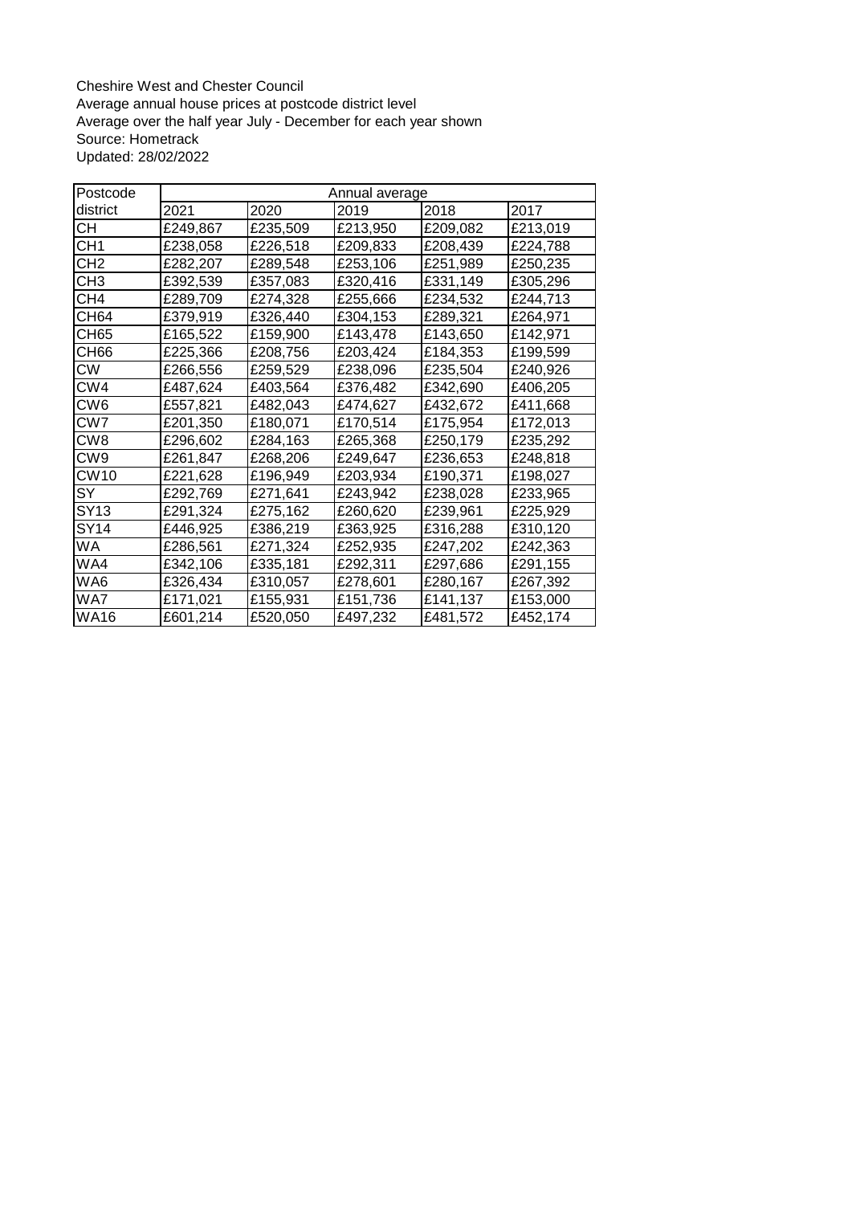Cheshire West and Chester Council
Average annual house prices at postcode district level
Average over the half year July - December for each year shown
Source: Hometrack
Updated: 28/02/2022

| Postcode | Annual average | | | | |
|---|---|---|---|---|---|
| district | 2021 | 2020 | 2019 | 2018 | 2017 |
| CH | £249,867 | £235,509 | £213,950 | £209,082 | £213,019 |
| CH1 | £238,058 | £226,518 | £209,833 | £208,439 | £224,788 |
| CH2 | £282,207 | £289,548 | £253,106 | £251,989 | £250,235 |
| CH3 | £392,539 | £357,083 | £320,416 | £331,149 | £305,296 |
| CH4 | £289,709 | £274,328 | £255,666 | £234,532 | £244,713 |
| CH64 | £379,919 | £326,440 | £304,153 | £289,321 | £264,971 |
| CH65 | £165,522 | £159,900 | £143,478 | £143,650 | £142,971 |
| CH66 | £225,366 | £208,756 | £203,424 | £184,353 | £199,599 |
| CW | £266,556 | £259,529 | £238,096 | £235,504 | £240,926 |
| CW4 | £487,624 | £403,564 | £376,482 | £342,690 | £406,205 |
| CW6 | £557,821 | £482,043 | £474,627 | £432,672 | £411,668 |
| CW7 | £201,350 | £180,071 | £170,514 | £175,954 | £172,013 |
| CW8 | £296,602 | £284,163 | £265,368 | £250,179 | £235,292 |
| CW9 | £261,847 | £268,206 | £249,647 | £236,653 | £248,818 |
| CW10 | £221,628 | £196,949 | £203,934 | £190,371 | £198,027 |
| SY | £292,769 | £271,641 | £243,942 | £238,028 | £233,965 |
| SY13 | £291,324 | £275,162 | £260,620 | £239,961 | £225,929 |
| SY14 | £446,925 | £386,219 | £363,925 | £316,288 | £310,120 |
| WA | £286,561 | £271,324 | £252,935 | £247,202 | £242,363 |
| WA4 | £342,106 | £335,181 | £292,311 | £297,686 | £291,155 |
| WA6 | £326,434 | £310,057 | £278,601 | £280,167 | £267,392 |
| WA7 | £171,021 | £155,931 | £151,736 | £141,137 | £153,000 |
| WA16 | £601,214 | £520,050 | £497,232 | £481,572 | £452,174 |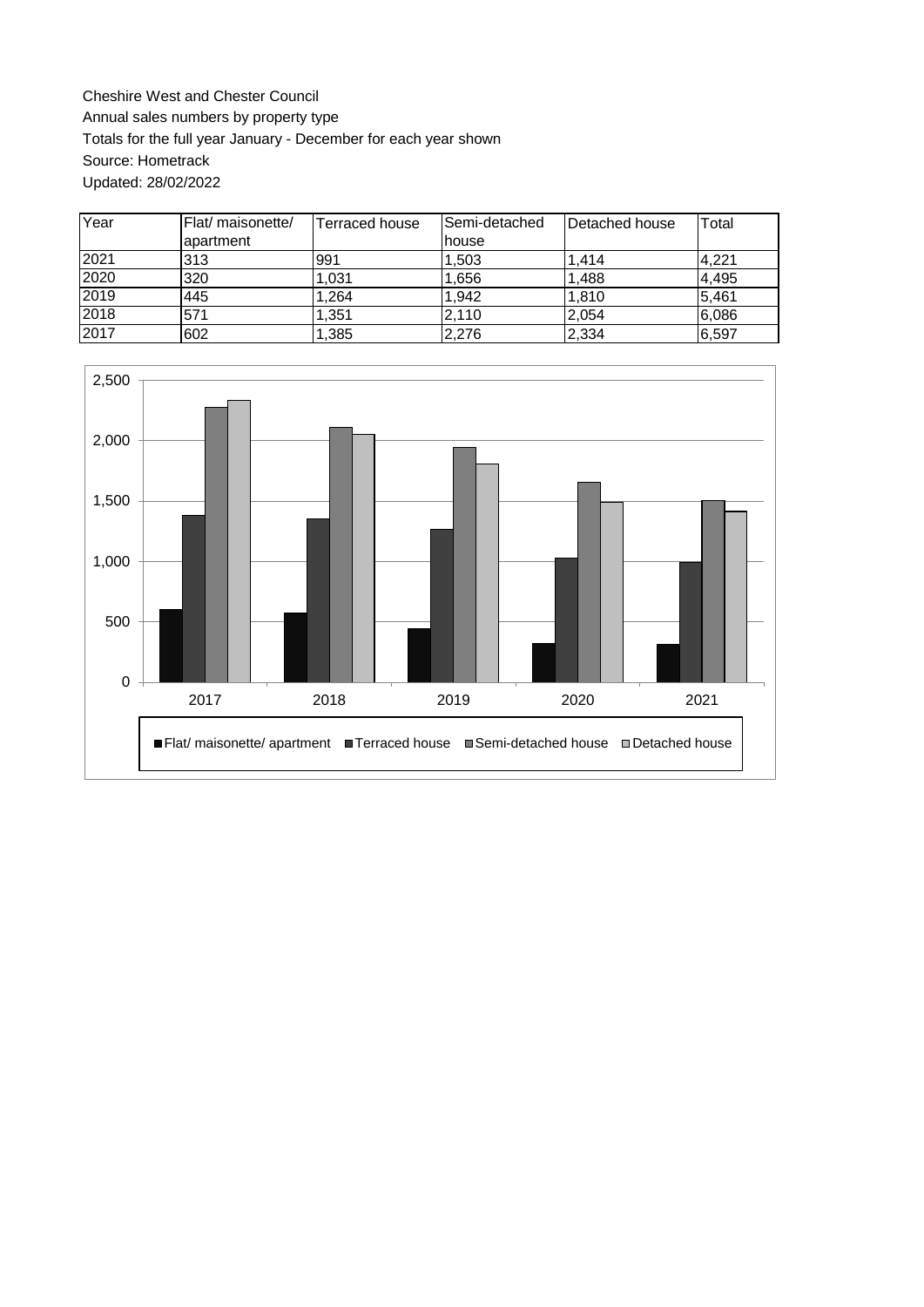Cheshire West and Chester Council

Annual sales numbers by property type

Totals for the full year January - December for each year shown

Source: Hometrack

Updated: 28/02/2022

| Year | Flat/ maisonette/ apartment | Terraced house | Semi-detached house | Detached house | Total |
|---|---|---|---|---|---|
| 2021 | 313 | 991 | 1,503 | 1,414 | 4,221 |
| 2020 | 320 | 1,031 | 1,656 | 1,488 | 4,495 |
| 2019 | 445 | 1,264 | 1,942 | 1,810 | 5,461 |
| 2018 | 571 | 1,351 | 2,110 | 2,054 | 6,086 |
| 2017 | 602 | 1,385 | 2,276 | 2,334 | 6,597 |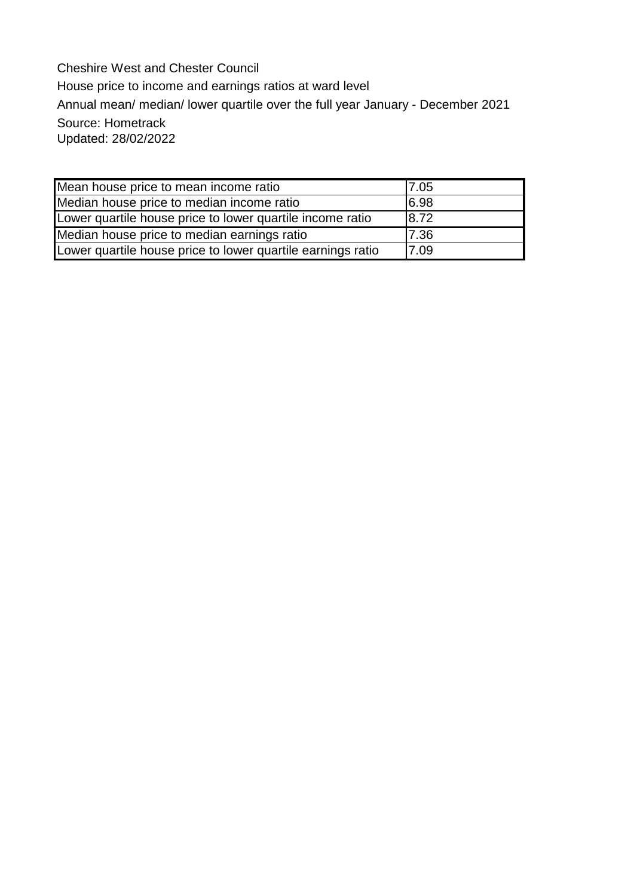Cheshire West and Chester Council

House price to income and earnings ratios at ward level

Annual mean/ median/ lower quartile over the full year January - December 2021

Source: Hometrack

Updated: 28/02/2022

| | |
|---|---|
| Mean house price to mean income ratio | 7.05 |
| Median house price to median income ratio | 6.98 |
| Lower quartile house price to lower quartile income ratio | 8.72 |
| Median house price to median earnings ratio | 7.36 |
| Lower quartile house price to lower quartile earnings ratio | 7.09 |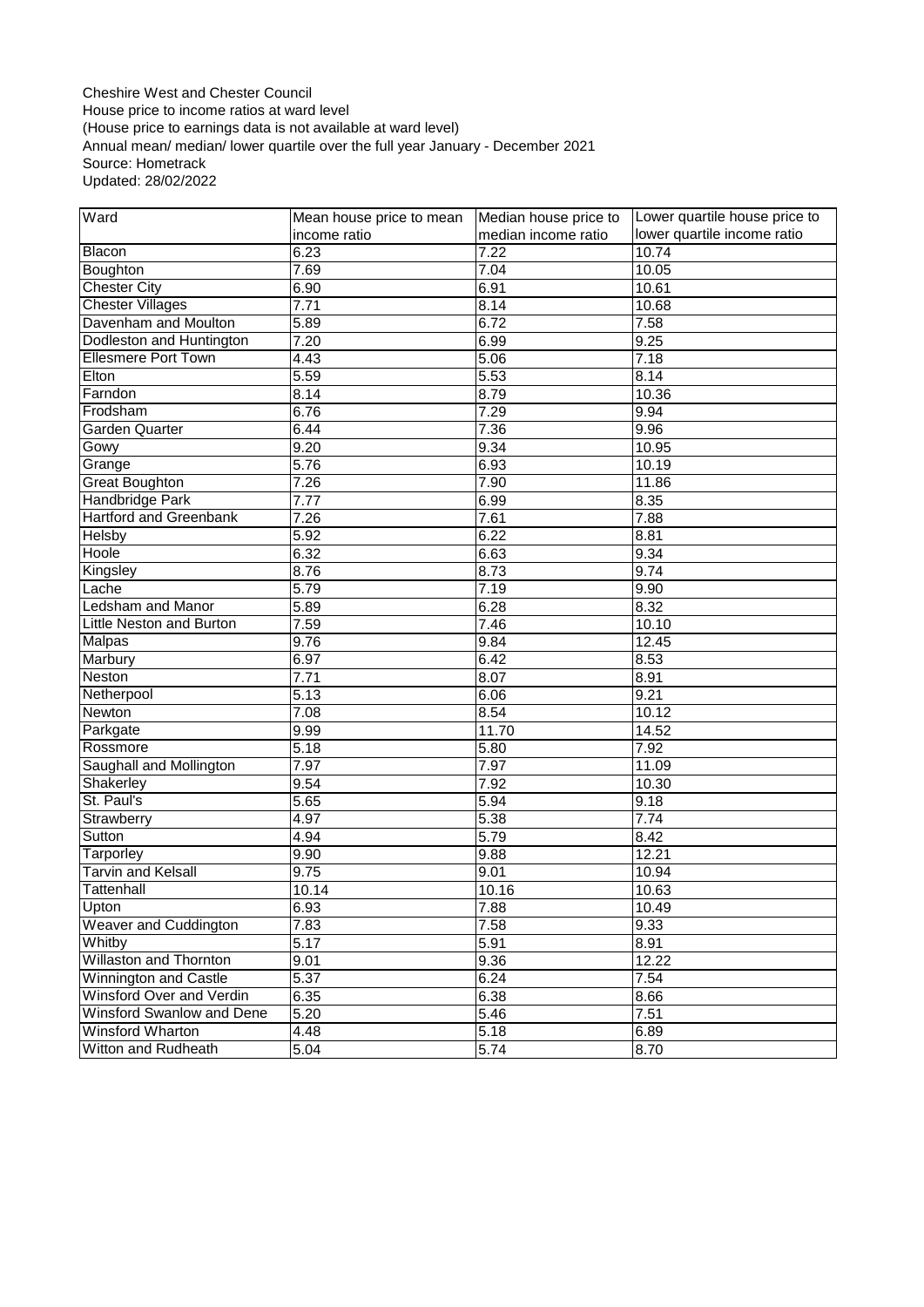Cheshire West and Chester Council
House price to income ratios at ward level
(House price to earnings data is not available at ward level)
Annual mean/ median/ lower quartile over the full year January - December 2021
Source: Hometrack
Updated: 28/02/2022

| Ward | Mean house price to mean income ratio | Median house price to median income ratio | Lower quartile house price to lower quartile income ratio |
|---|---|---|---|
| Blacon | 6.23 | 7.22 | 10.74 |
| Boughton | 7.69 | 7.04 | 10.05 |
| Chester City | 6.90 | 6.91 | 10.61 |
| Chester Villages | 7.71 | 8.14 | 10.68 |
| Davenham and Moulton | 5.89 | 6.72 | 7.58 |
| Dodleston and Huntington | 7.20 | 6.99 | 9.25 |
| Ellesmere Port Town | 4.43 | 5.06 | 7.18 |
| Elton | 5.59 | 5.53 | 8.14 |
| Farndon | 8.14 | 8.79 | 10.36 |
| Frodsham | 6.76 | 7.29 | 9.94 |
| Garden Quarter | 6.44 | 7.36 | 9.96 |
| Gowy | 9.20 | 9.34 | 10.95 |
| Grange | 5.76 | 6.93 | 10.19 |
| Great Boughton | 7.26 | 7.90 | 11.86 |
| Handbridge Park | 7.77 | 6.99 | 8.35 |
| Hartford and Greenbank | 7.26 | 7.61 | 7.88 |
| Helsby | 5.92 | 6.22 | 8.81 |
| Hoole | 6.32 | 6.63 | 9.34 |
| Kingsley | 8.76 | 8.73 | 9.74 |
| Lache | 5.79 | 7.19 | 9.90 |
| Ledsham and Manor | 5.89 | 6.28 | 8.32 |
| Little Neston and Burton | 7.59 | 7.46 | 10.10 |
| Malpas | 9.76 | 9.84 | 12.45 |
| Marbury | 6.97 | 6.42 | 8.53 |
| Neston | 7.71 | 8.07 | 8.91 |
| Netherpool | 5.13 | 6.06 | 9.21 |
| Newton | 7.08 | 8.54 | 10.12 |
| Parkgate | 9.99 | 11.70 | 14.52 |
| Rossmore | 5.18 | 5.80 | 7.92 |
| Saughall and Mollington | 7.97 | 7.97 | 11.09 |
| Shakerley | 9.54 | 7.92 | 10.30 |
| St. Paul's | 5.65 | 5.94 | 9.18 |
| Strawberry | 4.97 | 5.38 | 7.74 |
| Sutton | 4.94 | 5.79 | 8.42 |
| Tarporley | 9.90 | 9.88 | 12.21 |
| Tarvin and Kelsall | 9.75 | 9.01 | 10.94 |
| Tattenhall | 10.14 | 10.16 | 10.63 |
| Upton | 6.93 | 7.88 | 10.49 |
| Weaver and Cuddington | 7.83 | 7.58 | 9.33 |
| Whitby | 5.17 | 5.91 | 8.91 |
| Willaston and Thornton | 9.01 | 9.36 | 12.22 |
| Winnington and Castle | 5.37 | 6.24 | 7.54 |
| Winsford Over and Verdin | 6.35 | 6.38 | 8.66 |
| Winsford Swanlow and Dene | 5.20 | 5.46 | 7.51 |
| Winsford Wharton | 4.48 | 5.18 | 6.89 |
| Witton and Rudheath | 5.04 | 5.74 | 8.70 |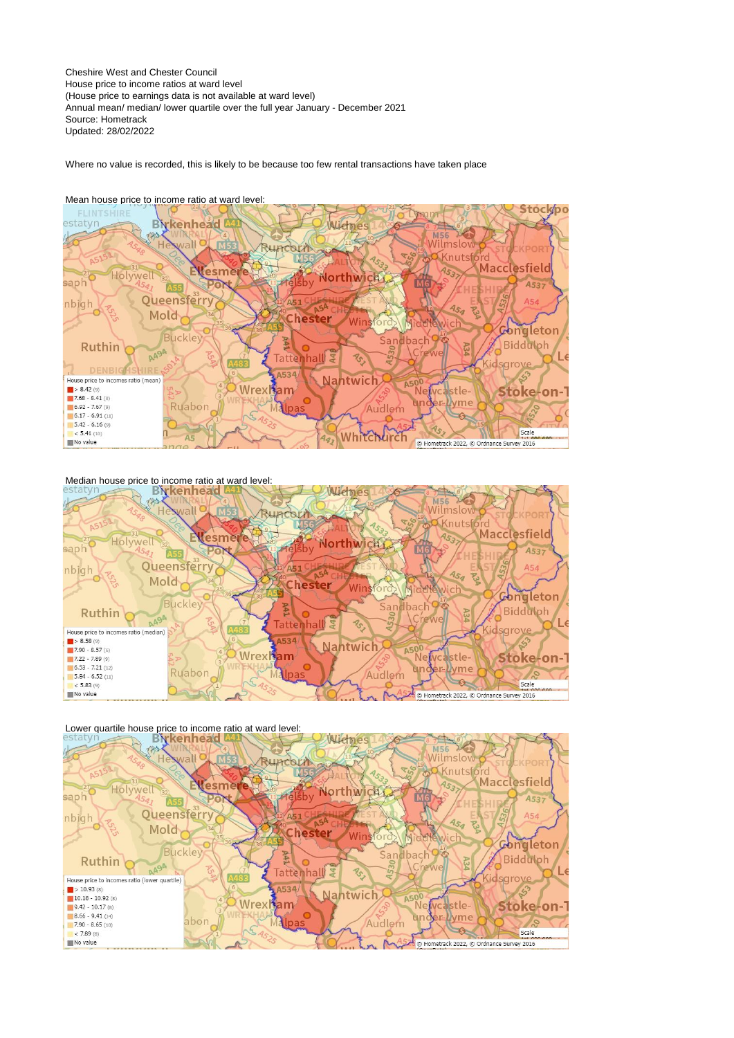Cheshire West and Chester Council
House price to income ratios at ward level
(House price to earnings data is not available at ward level)
Annual mean/ median/ lower quartile over the full year January - December 2021
Source: Hometrack
Updated: 28/02/2022

Where no value is recorded, this is likely to be because too few rental transactions have taken place

Mean house price to income ratio at ward level:

House price to incomes ratio (mean)
- > 8.42 (9)
- 7.68 - 8.41 (8)
- 6.92 - 7.67 (9)
- 6.17 - 6.91 (11)
- 5.42 - 6.16 (9)
- < 5.41 (10)
- No value

© Hometrack 2022, © Ordnance Survey 2016

Median house price to income ratio at ward level:

House price to incomes ratio (median)
- > 8.58 (9)
- 7.90 - 8.57 (6)
- 7.22 - 7.89 (8)
- 6.53 - 7.21 (12)
- 5.84 - 6.52 (11)
- < 5.83 (9)
- No value

© Hometrack 2022, © Ordnance Survey 2016

Lower quartile house price to income ratio at ward level:

House price to incomes ratio (lower quartile)
- > 10.93 (8)
- 10.18 - 10.92 (8)
- 9.42 - 10.17 (8)
- 8.66 - 9.41 (14)
- 7.90 - 8.65 (10)
- < 7.89 (8)
- No value

© Hometrack 2022, © Ordnance Survey 2016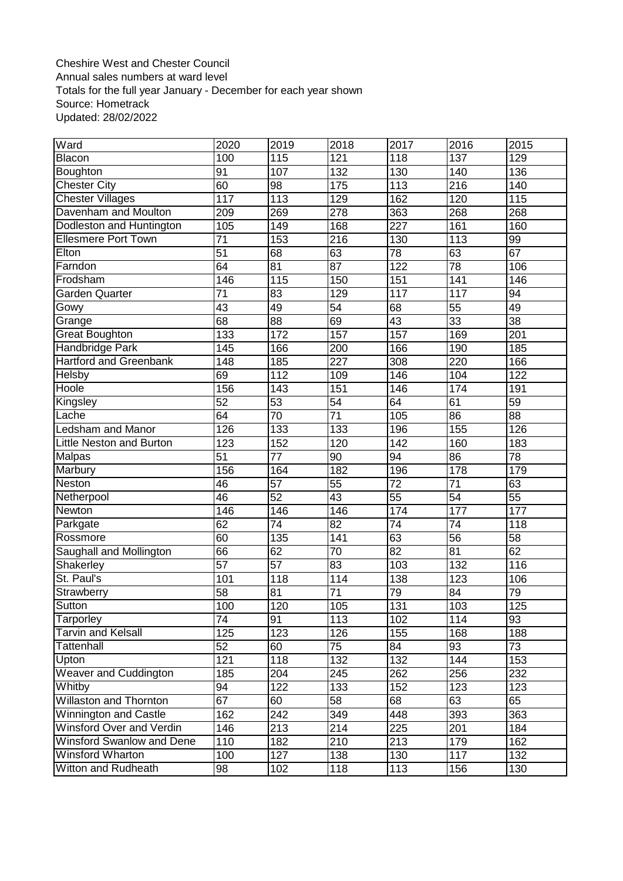Cheshire West and Chester Council
Annual sales numbers at ward level
Totals for the full year January - December for each year shown
Source: Hometrack
Updated: 28/02/2022

| Ward | 2020 | 2019 | 2018 | 2017 | 2016 | 2015 |
|---|---|---|---|---|---|---|
| Blacon | 100 | 115 | 121 | 118 | 137 | 129 |
| Boughton | 91 | 107 | 132 | 130 | 140 | 136 |
| Chester City | 60 | 98 | 175 | 113 | 216 | 140 |
| Chester Villages | 117 | 113 | 129 | 162 | 120 | 115 |
| Davenham and Moulton | 209 | 269 | 278 | 363 | 268 | 268 |
| Dodleston and Huntington | 105 | 149 | 168 | 227 | 161 | 160 |
| Ellesmere Port Town | 71 | 153 | 216 | 130 | 113 | 99 |
| Elton | 51 | 68 | 63 | 78 | 63 | 67 |
| Farndon | 64 | 81 | 87 | 122 | 78 | 106 |
| Frodsham | 146 | 115 | 150 | 151 | 141 | 146 |
| Garden Quarter | 71 | 83 | 129 | 117 | 117 | 94 |
| Gowy | 43 | 49 | 54 | 68 | 55 | 49 |
| Grange | 68 | 88 | 69 | 43 | 33 | 38 |
| Great Boughton | 133 | 172 | 157 | 157 | 169 | 201 |
| Handbridge Park | 145 | 166 | 200 | 166 | 190 | 185 |
| Hartford and Greenbank | 148 | 185 | 227 | 308 | 220 | 166 |
| Helsby | 69 | 112 | 109 | 146 | 104 | 122 |
| Hoole | 156 | 143 | 151 | 146 | 174 | 191 |
| Kingsley | 52 | 53 | 54 | 64 | 61 | 59 |
| Lache | 64 | 70 | 71 | 105 | 86 | 88 |
| Ledsham and Manor | 126 | 133 | 133 | 196 | 155 | 126 |
| Little Neston and Burton | 123 | 152 | 120 | 142 | 160 | 183 |
| Malpas | 51 | 77 | 90 | 94 | 86 | 78 |
| Marbury | 156 | 164 | 182 | 196 | 178 | 179 |
| Neston | 46 | 57 | 55 | 72 | 71 | 63 |
| Netherpool | 46 | 52 | 43 | 55 | 54 | 55 |
| Newton | 146 | 146 | 146 | 174 | 177 | 177 |
| Parkgate | 62 | 74 | 82 | 74 | 74 | 118 |
| Rossmore | 60 | 135 | 141 | 63 | 56 | 58 |
| Saughall and Mollington | 66 | 62 | 70 | 82 | 81 | 62 |
| Shakerley | 57 | 57 | 83 | 103 | 132 | 116 |
| St. Paul's | 101 | 118 | 114 | 138 | 123 | 106 |
| Strawberry | 58 | 81 | 71 | 79 | 84 | 79 |
| Sutton | 100 | 120 | 105 | 131 | 103 | 125 |
| Tarporley | 74 | 91 | 113 | 102 | 114 | 93 |
| Tarvin and Kelsall | 125 | 123 | 126 | 155 | 168 | 188 |
| Tattenhall | 52 | 60 | 75 | 84 | 93 | 73 |
| Upton | 121 | 118 | 132 | 132 | 144 | 153 |
| Weaver and Cuddington | 185 | 204 | 245 | 262 | 256 | 232 |
| Whitby | 94 | 122 | 133 | 152 | 123 | 123 |
| Willaston and Thornton | 67 | 60 | 58 | 68 | 63 | 65 |
| Winnington and Castle | 162 | 242 | 349 | 448 | 393 | 363 |
| Winsford Over and Verdin | 146 | 213 | 214 | 225 | 201 | 184 |
| Winsford Swanlow and Dene | 110 | 182 | 210 | 213 | 179 | 162 |
| Winsford Wharton | 100 | 127 | 138 | 130 | 117 | 132 |
| Witton and Rudheath | 98 | 102 | 118 | 113 | 156 | 130 |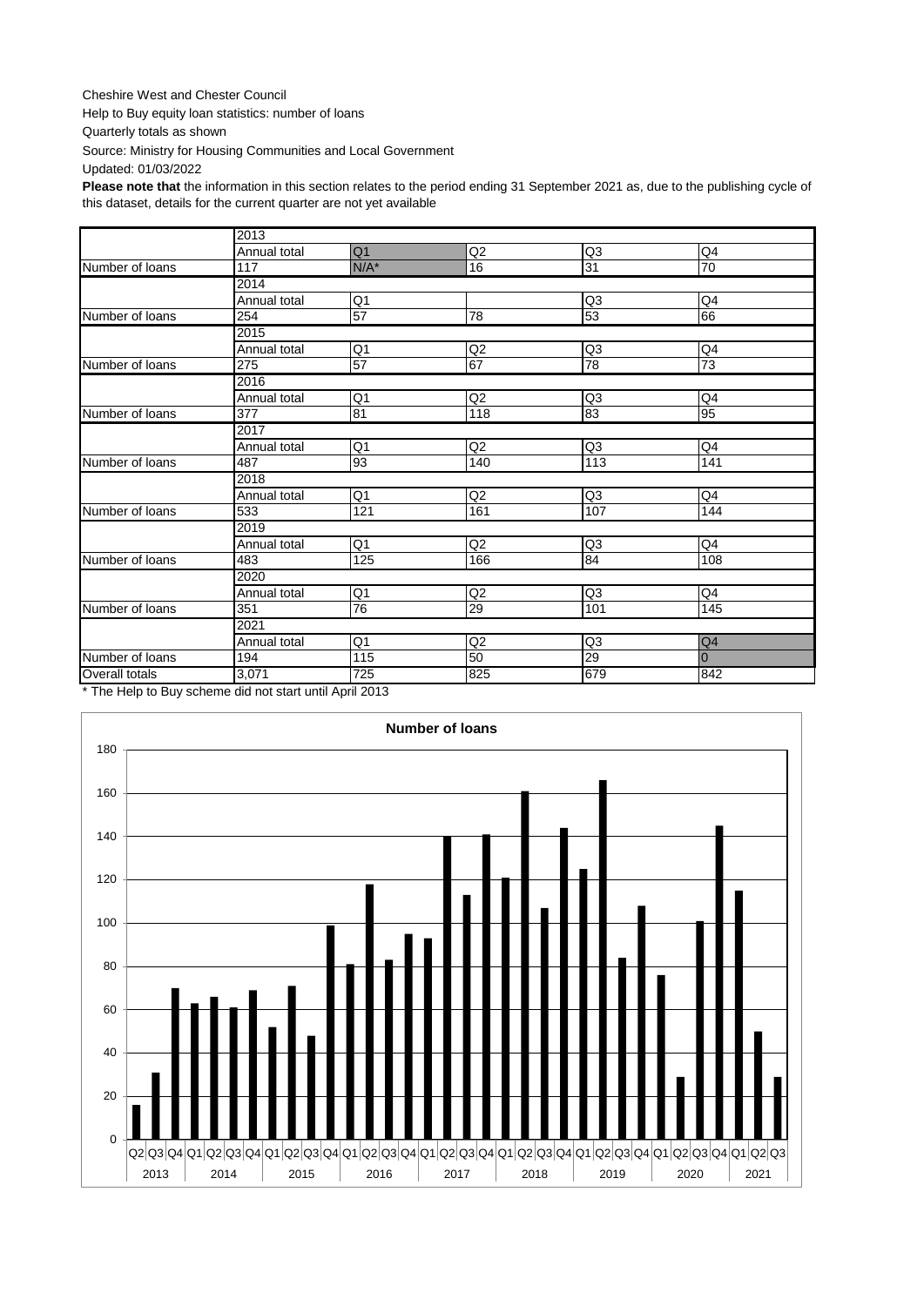Cheshire West and Chester Council

Help to Buy equity loan statistics: number of loans

Quarterly totals as shown

Source: Ministry for Housing Communities and Local Government

Updated: 01/03/2022

**Please note that** the information in this section relates to the period ending 31 September 2021 as, due to the publishing cycle of this dataset, details for the current quarter are not yet available

| | 2013 | | | | |
|---|---|---|---|---|---|
| | Annual total | Q1 | Q2 | Q3 | Q4 |
| Number of loans | 117 | N/A* | 16 | 31 | 70 |
| | 2014 | | | | |
| | Annual total | Q1 | | Q3 | Q4 |
| Number of loans | 254 | 57 | 78 | 53 | 66 |
| | 2015 | | | | |
| | Annual total | Q1 | Q2 | Q3 | Q4 |
| Number of loans | 275 | 57 | 67 | 78 | 73 |
| | 2016 | | | | |
| | Annual total | Q1 | Q2 | Q3 | Q4 |
| Number of loans | 377 | 81 | 118 | 83 | 95 |
| | 2017 | | | | |
| | Annual total | Q1 | Q2 | Q3 | Q4 |
| Number of loans | 487 | 93 | 140 | 113 | 141 |
| | 2018 | | | | |
| | Annual total | Q1 | Q2 | Q3 | Q4 |
| Number of loans | 533 | 121 | 161 | 107 | 144 |
| | 2019 | | | | |
| | Annual total | Q1 | Q2 | Q3 | Q4 |
| Number of loans | 483 | 125 | 166 | 84 | 108 |
| | 2020 | | | | |
| | Annual total | Q1 | Q2 | Q3 | Q4 |
| Number of loans | 351 | 76 | 29 | 101 | 145 |
| | 2021 | | | | |
| | Annual total | Q1 | Q2 | Q3 | Q4 |
| Number of loans | 194 | 115 | 50 | 29 | 0 |
| Overall totals | 3,071 | 725 | 825 | 679 | 842 |

* The Help to Buy scheme did not start until April 2013

**Number of loans**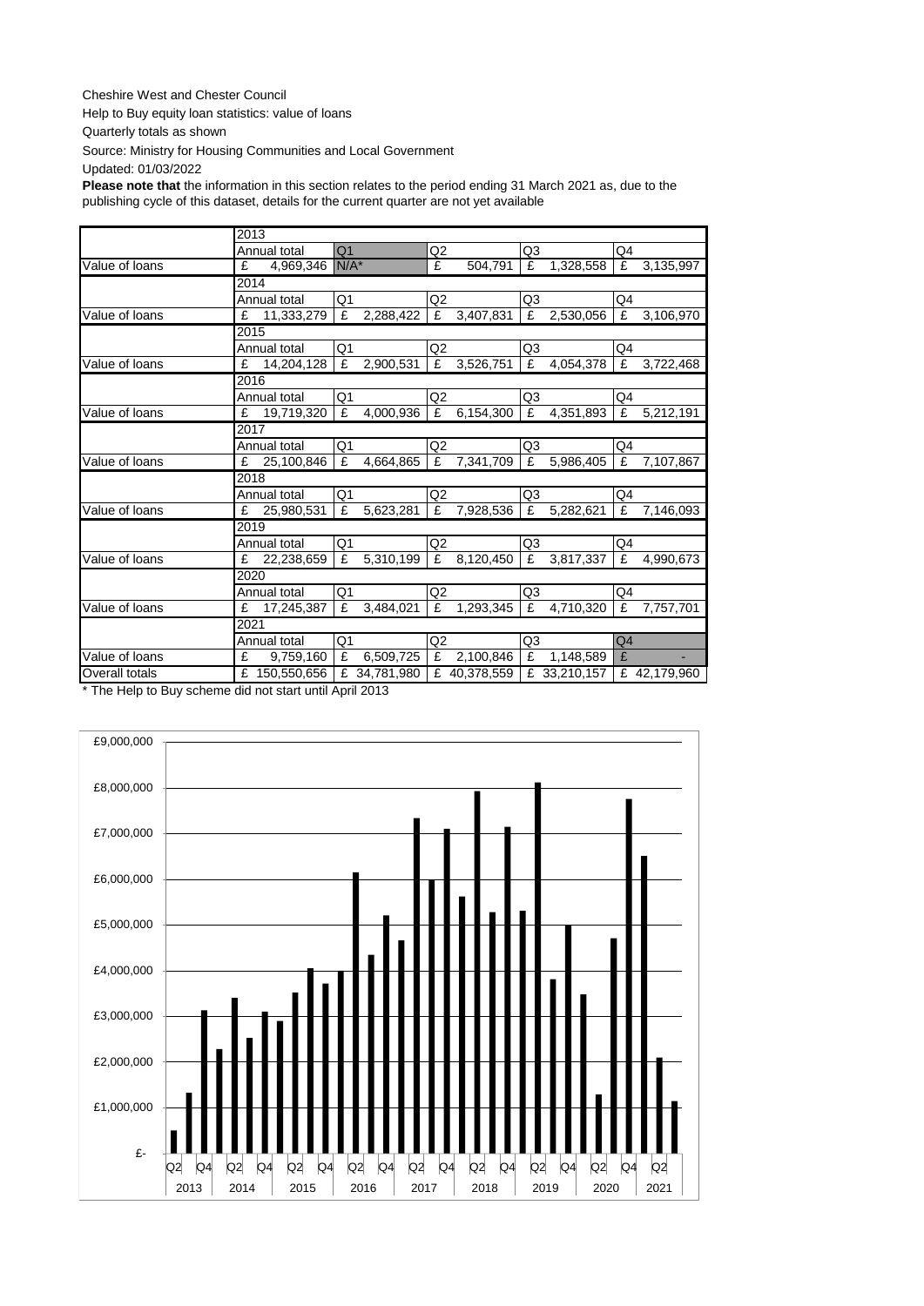Cheshire West and Chester Council

Help to Buy equity loan statistics: value of loans

Quarterly totals as shown

Source: Ministry for Housing Communities and Local Government

Updated: 01/03/2022

**Please note that** the information in this section relates to the period ending 31 March 2021 as, due to the publishing cycle of this dataset, details for the current quarter are not yet available

| | 2013 | | | | |
|---|---|---|---|---|---|
| | Annual total | Q1 | Q2 | Q3 | Q4 |
| Value of loans | £ 4,969,346 | N/A* | £ 504,791 | £ 1,328,558 | £ 3,135,997 |
| | 2014 | | | | |
| | Annual total | Q1 | Q2 | Q3 | Q4 |
| Value of loans | £ 11,333,279 | £ 2,288,422 | £ 3,407,831 | £ 2,530,056 | £ 3,106,970 |
| | 2015 | | | | |
| | Annual total | Q1 | Q2 | Q3 | Q4 |
| Value of loans | £ 14,204,128 | £ 2,900,531 | £ 3,526,751 | £ 4,054,378 | £ 3,722,468 |
| | 2016 | | | | |
| | Annual total | Q1 | Q2 | Q3 | Q4 |
| Value of loans | £ 19,719,320 | £ 4,000,936 | £ 6,154,300 | £ 4,351,893 | £ 5,212,191 |
| | 2017 | | | | |
| | Annual total | Q1 | Q2 | Q3 | Q4 |
| Value of loans | £ 25,100,846 | £ 4,664,865 | £ 7,341,709 | £ 5,986,405 | £ 7,107,867 |
| | 2018 | | | | |
| | Annual total | Q1 | Q2 | Q3 | Q4 |
| Value of loans | £ 25,980,531 | £ 5,623,281 | £ 7,928,536 | £ 5,282,621 | £ 7,146,093 |
| | 2019 | | | | |
| | Annual total | Q1 | Q2 | Q3 | Q4 |
| Value of loans | £ 22,238,659 | £ 5,310,199 | £ 8,120,450 | £ 3,817,337 | £ 4,990,673 |
| | 2020 | | | | |
| | Annual total | Q1 | Q2 | Q3 | Q4 |
| Value of loans | £ 17,245,387 | £ 3,484,021 | £ 1,293,345 | £ 4,710,320 | £ 7,757,701 |
| | 2021 | | | | |
| | Annual total | Q1 | Q2 | Q3 | Q4 |
| Value of loans | £ 9,759,160 | £ 6,509,725 | £ 2,100,846 | £ 1,148,589 | £ - |
| Overall totals | £ 150,550,656 | £ 34,781,980 | £ 40,378,559 | £ 33,210,157 | £ 42,179,960 |

* The Help to Buy scheme did not start until April 2013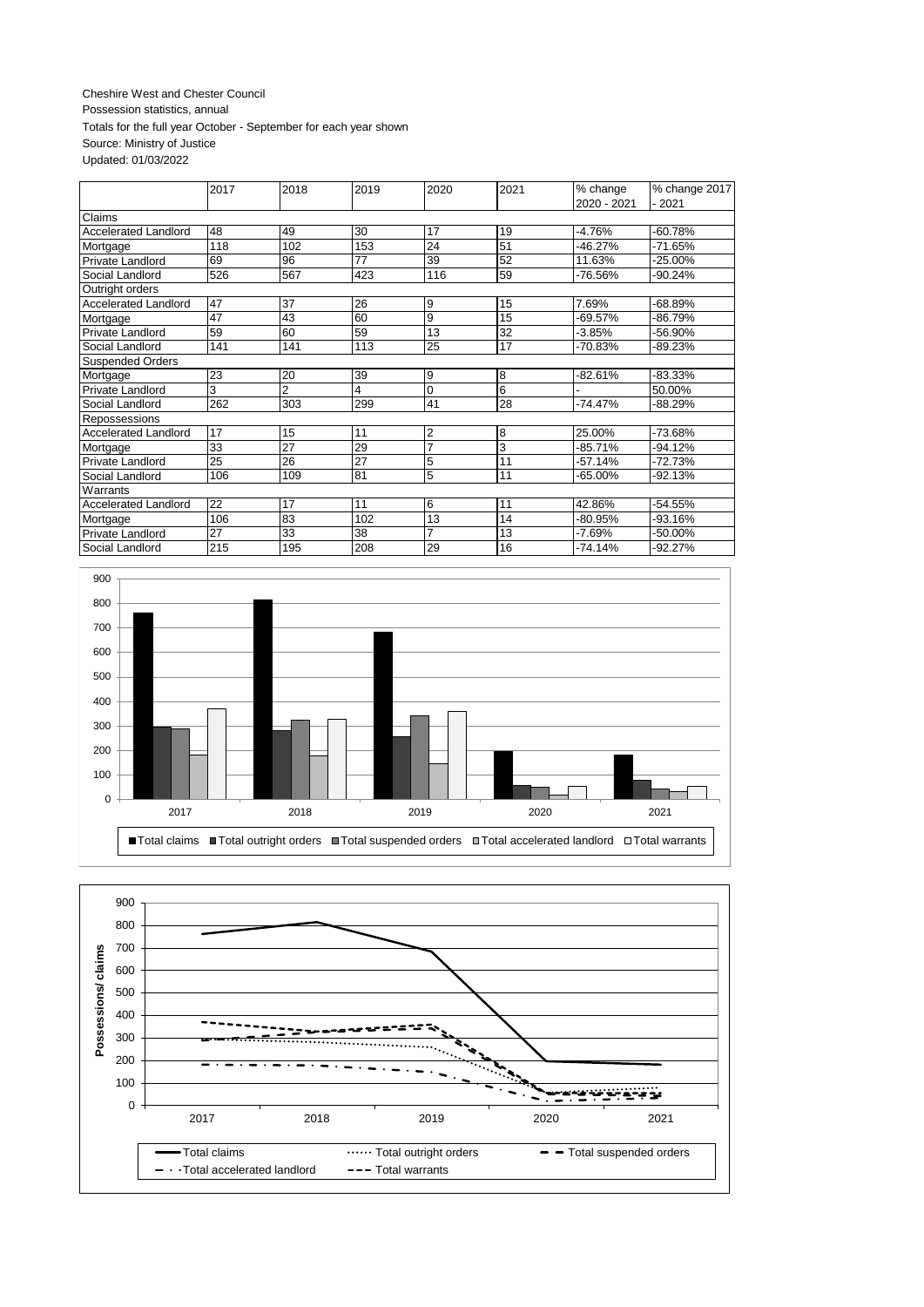Cheshire West and Chester Council
Possession statistics, annual
Totals for the full year October - September for each year shown
Source: Ministry of Justice
Updated: 01/03/2022

| | 2017 | 2018 | 2019 | 2020 | 2021 | % change 2020 - 2021 | % change 2017 - 2021 |
|---|---|---|---|---|---|---|---|
| Claims | | | | | | | |
| Accelerated Landlord | 48 | 49 | 30 | 17 | 19 | -4.76% | -60.78% |
| Mortgage | 118 | 102 | 153 | 24 | 51 | -46.27% | -71.65% |
| Private Landlord | 69 | 96 | 77 | 39 | 52 | 11.63% | -25.00% |
| Social Landlord | 526 | 567 | 423 | 116 | 59 | -76.56% | -90.24% |
| Outright orders | | | | | | | |
| Accelerated Landlord | 47 | 37 | 26 | 9 | 15 | 7.69% | -68.89% |
| Mortgage | 47 | 43 | 60 | 9 | 15 | -69.57% | -86.79% |
| Private Landlord | 59 | 60 | 59 | 13 | 32 | -3.85% | -56.90% |
| Social Landlord | 141 | 141 | 113 | 25 | 17 | -70.83% | -89.23% |
| Suspended Orders | | | | | | | |
| Mortgage | 23 | 20 | 39 | 9 | 8 | -82.61% | -83.33% |
| Private Landlord | 3 | 2 | 4 | 0 | 6 | - | 50.00% |
| Social Landlord | 262 | 303 | 299 | 41 | 28 | -74.47% | -88.29% |
| Repossessions | | | | | | | |
| Accelerated Landlord | 17 | 15 | 11 | 2 | 8 | 25.00% | -73.68% |
| Mortgage | 33 | 27 | 29 | 7 | 3 | -85.71% | -94.12% |
| Private Landlord | 25 | 26 | 27 | 5 | 11 | -57.14% | -72.73% |
| Social Landlord | 106 | 109 | 81 | 5 | 11 | -65.00% | -92.13% |
| Warrants | | | | | | | |
| Accelerated Landlord | 22 | 17 | 11 | 6 | 11 | 42.86% | -54.55% |
| Mortgage | 106 | 83 | 102 | 13 | 14 | -80.95% | -93.16% |
| Private Landlord | 27 | 33 | 38 | 7 | 13 | -7.69% | -50.00% |
| Social Landlord | 215 | 195 | 208 | 29 | 16 | -74.14% | -92.27% |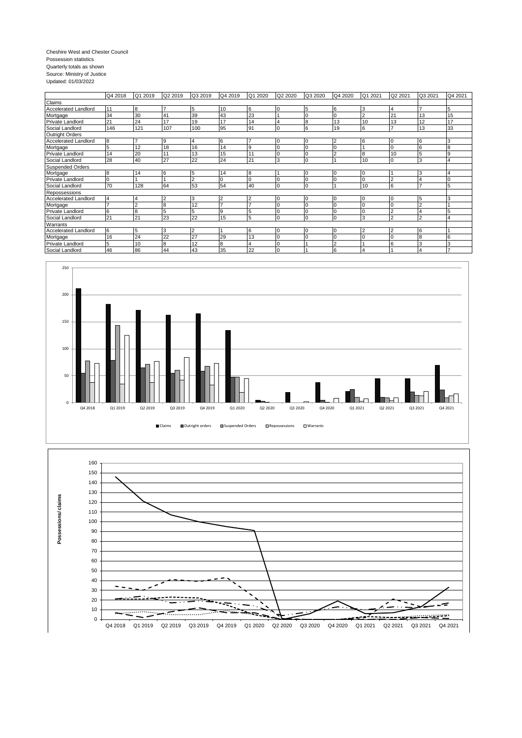Cheshire West and Chester Council
Possession statistics
Quarterly totals as shown
Source: Ministry of Justice
Updated: 01/03/2022

| | Q4 2018 | Q1 2019 | Q2 2019 | Q3 2019 | Q4 2019 | Q1 2020 | Q2 2020 | Q3 2020 | Q4 2020 | Q1 2021 | Q2 2021 | Q3 2021 | Q4 2021 |
|---|---|---|---|---|---|---|---|---|---|---|---|---|---|
| Claims | | | | | | | | | | | | | |
| Accelerated Landlord | 11 | 8 | 7 | 5 | 10 | 6 | 0 | 5 | 6 | 3 | 4 | 7 | 5 |
| Mortgage | 34 | 30 | 41 | 39 | 43 | 23 | 1 | 0 | 0 | 2 | 21 | 13 | 15 |
| Private Landlord | 21 | 24 | 17 | 19 | 17 | 14 | 4 | 8 | 13 | 10 | 13 | 12 | 17 |
| Social Landlord | 146 | 121 | 107 | 100 | 95 | 91 | 0 | 6 | 19 | 6 | 7 | 13 | 33 |
| Outright Orders | | | | | | | | | | | | | |
| Accelerated Landlord | 8 | 7 | 9 | 4 | 6 | 7 | 0 | 0 | 2 | 6 | 0 | 6 | 3 |
| Mortgage | 5 | 12 | 18 | 16 | 14 | 9 | 0 | 0 | 0 | 1 | 0 | 6 | 8 |
| Private Landlord | 14 | 20 | 11 | 13 | 15 | 11 | 0 | 0 | 2 | 8 | 10 | 5 | 9 |
| Social Landlord | 28 | 40 | 27 | 22 | 24 | 21 | 3 | 0 | 1 | 10 | 0 | 3 | 4 |
| Suspended Orders | | | | | | | | | | | | | |
| Mortgage | 8 | 14 | 6 | 5 | 14 | 8 | 1 | 0 | 0 | 0 | 1 | 3 | 4 |
| Private Landlord | 0 | 1 | 1 | 2 | 0 | 0 | 0 | 0 | 0 | 0 | 2 | 4 | 0 |
| Social Landlord | 70 | 128 | 64 | 53 | 54 | 40 | 0 | 0 | 1 | 10 | 6 | 7 | 5 |
| Repossessions | | | | | | | | | | | | | |
| Accelerated Landlord | 4 | 4 | 2 | 3 | 2 | 2 | 0 | 0 | 0 | 0 | 0 | 5 | 3 |
| Mortgage | 7 | 2 | 8 | 12 | 7 | 7 | 0 | 0 | 0 | 0 | 0 | 2 | 1 |
| Private Landlord | 6 | 8 | 5 | 5 | 9 | 5 | 0 | 0 | 0 | 0 | 2 | 4 | 5 |
| Social Landlord | 21 | 21 | 23 | 22 | 15 | 5 | 0 | 0 | 0 | 3 | 2 | 2 | 4 |
| Warrants | | | | | | | | | | | | | |
| Accelerated Landlord | 6 | 5 | 3 | 2 | 1 | 6 | 0 | 0 | 0 | 2 | 2 | 6 | 1 |
| Mortgage | 16 | 24 | 22 | 27 | 29 | 13 | 0 | 0 | 0 | 0 | 0 | 8 | 6 |
| Private Landlord | 5 | 10 | 8 | 12 | 8 | 4 | 0 | 1 | 2 | 1 | 6 | 3 | 3 |
| Social Landlord | 46 | 86 | 44 | 43 | 35 | 22 | 0 | 1 | 6 | 4 | 1 | 4 | 7 |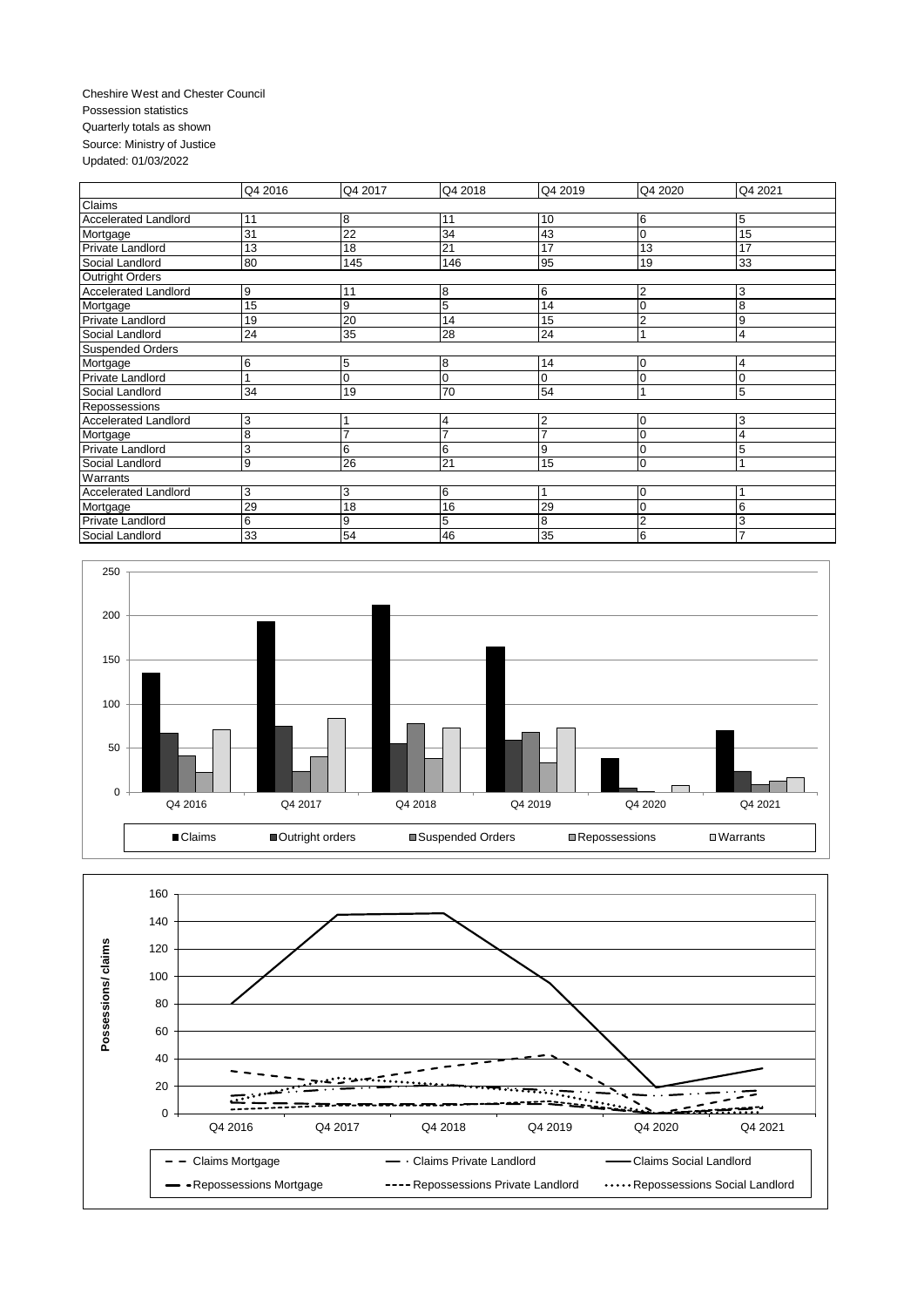Cheshire West and Chester Council
Possession statistics
Quarterly totals as shown
Source: Ministry of Justice
Updated: 01/03/2022

| | Q4 2016 | Q4 2017 | Q4 2018 | Q4 2019 | Q4 2020 | Q4 2021 |
|---|---|---|---|---|---|---|
| Claims | | | | | | |
| Accelerated Landlord | 11 | 8 | 11 | 10 | 6 | 5 |
| Mortgage | 31 | 22 | 34 | 43 | 0 | 15 |
| Private Landlord | 13 | 18 | 21 | 17 | 13 | 17 |
| Social Landlord | 80 | 145 | 146 | 95 | 19 | 33 |
| Outright Orders | | | | | | |
| Accelerated Landlord | 9 | 11 | 8 | 6 | 2 | 3 |
| Mortgage | 15 | 9 | 5 | 14 | 0 | 8 |
| Private Landlord | 19 | 20 | 14 | 15 | 2 | 9 |
| Social Landlord | 24 | 35 | 28 | 24 | 1 | 4 |
| Suspended Orders | | | | | | |
| Mortgage | 6 | 5 | 8 | 14 | 0 | 4 |
| Private Landlord | 1 | 0 | 0 | 0 | 0 | 0 |
| Social Landlord | 34 | 19 | 70 | 54 | 1 | 5 |
| Repossessions | | | | | | |
| Accelerated Landlord | 3 | 1 | 4 | 2 | 0 | 3 |
| Mortgage | 8 | 7 | 7 | 7 | 0 | 4 |
| Private Landlord | 3 | 6 | 6 | 9 | 0 | 5 |
| Social Landlord | 9 | 26 | 21 | 15 | 0 | 1 |
| Warrants | | | | | | |
| Accelerated Landlord | 3 | 3 | 6 | 1 | 0 | 1 |
| Mortgage | 29 | 18 | 16 | 29 | 0 | 6 |
| Private Landlord | 6 | 9 | 5 | 8 | 2 | 3 |
| Social Landlord | 33 | 54 | 46 | 35 | 6 | 7 |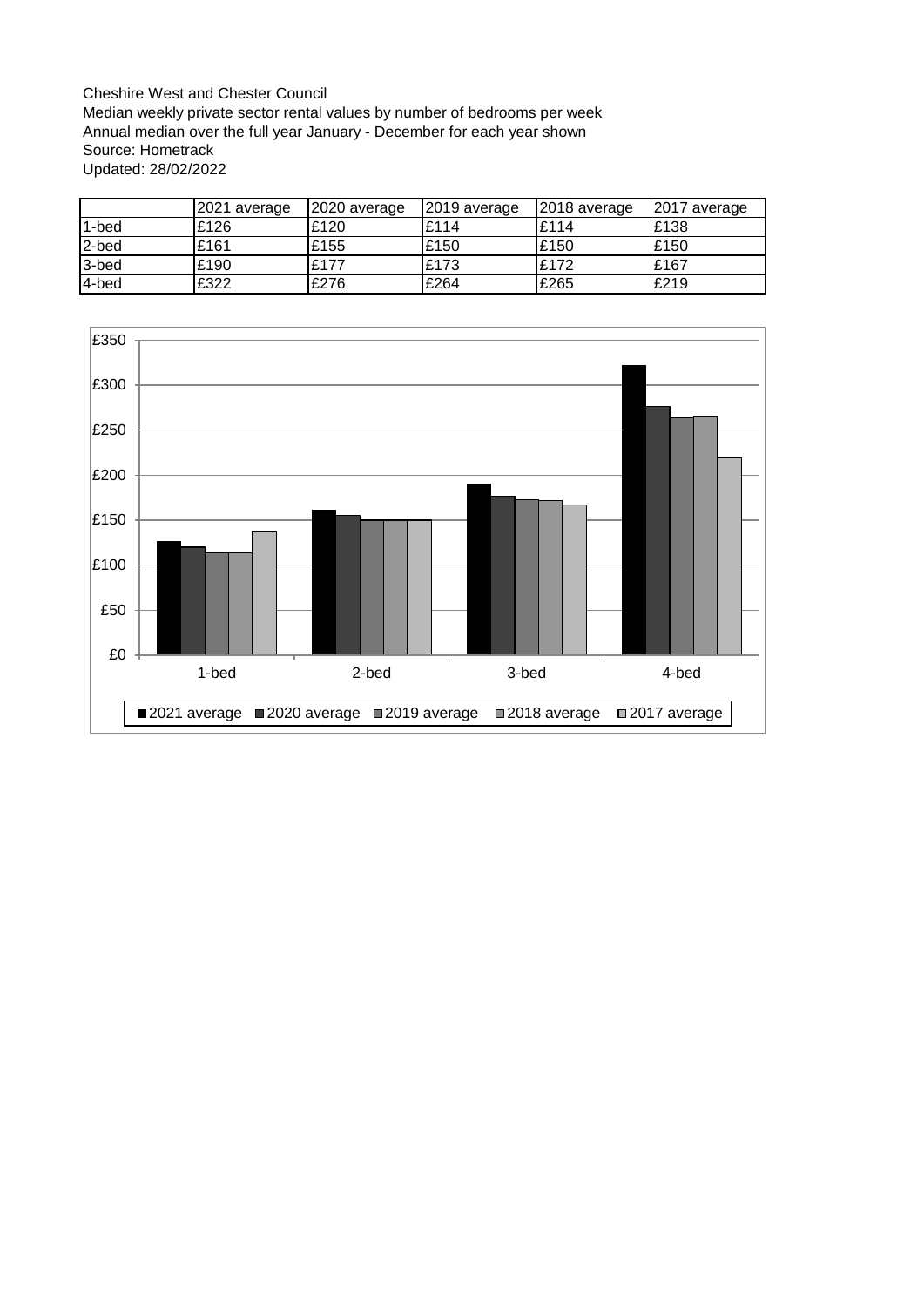Cheshire West and Chester Council
Median weekly private sector rental values by number of bedrooms per week
Annual median over the full year January - December for each year shown
Source: Hometrack
Updated: 28/02/2022

| | 2021 average | 2020 average | 2019 average | 2018 average | 2017 average |
|---|---|---|---|---|---|
| 1-bed | £126 | £120 | £114 | £114 | £138 |
| 2-bed | £161 | £155 | £150 | £150 | £150 |
| 3-bed | £190 | £177 | £173 | £172 | £167 |
| 4-bed | £322 | £276 | £264 | £265 | £219 |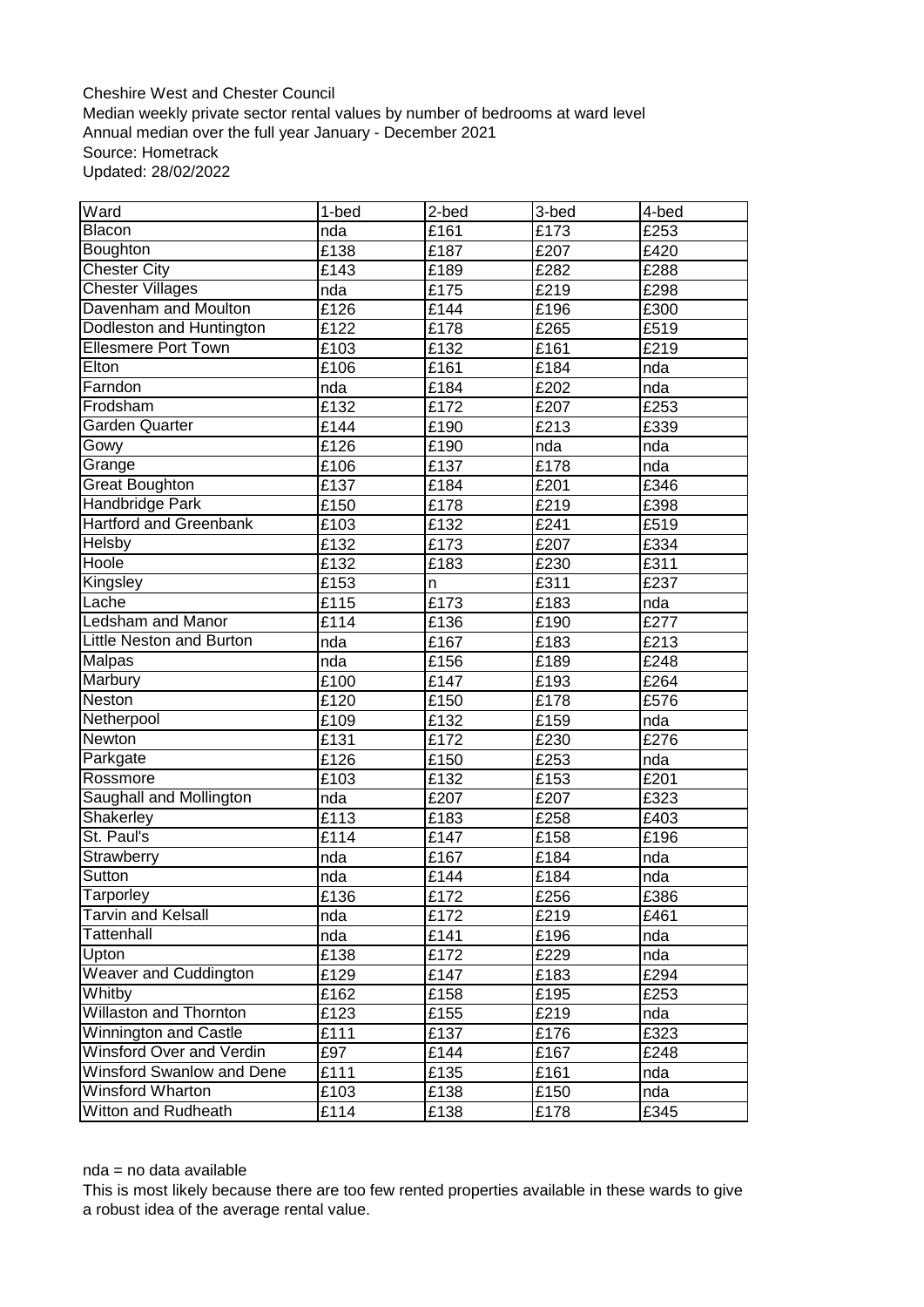Cheshire West and Chester Council
Median weekly private sector rental values by number of bedrooms at ward level
Annual median over the full year January - December 2021
Source: Hometrack
Updated: 28/02/2022

| Ward | 1-bed | 2-bed | 3-bed | 4-bed |
|---|---|---|---|---|
| Blacon | nda | £161 | £173 | £253 |
| Boughton | £138 | £187 | £207 | £420 |
| Chester City | £143 | £189 | £282 | £288 |
| Chester Villages | nda | £175 | £219 | £298 |
| Davenham and Moulton | £126 | £144 | £196 | £300 |
| Dodleston and Huntington | £122 | £178 | £265 | £519 |
| Ellesmere Port Town | £103 | £132 | £161 | £219 |
| Elton | £106 | £161 | £184 | nda |
| Farndon | nda | £184 | £202 | nda |
| Frodsham | £132 | £172 | £207 | £253 |
| Garden Quarter | £144 | £190 | £213 | £339 |
| Gowy | £126 | £190 | nda | nda |
| Grange | £106 | £137 | £178 | nda |
| Great Boughton | £137 | £184 | £201 | £346 |
| Handbridge Park | £150 | £178 | £219 | £398 |
| Hartford and Greenbank | £103 | £132 | £241 | £519 |
| Helsby | £132 | £173 | £207 | £334 |
| Hoole | £132 | £183 | £230 | £311 |
| Kingsley | £153 | n | £311 | £237 |
| Lache | £115 | £173 | £183 | nda |
| Ledsham and Manor | £114 | £136 | £190 | £277 |
| Little Neston and Burton | nda | £167 | £183 | £213 |
| Malpas | nda | £156 | £189 | £248 |
| Marbury | £100 | £147 | £193 | £264 |
| Neston | £120 | £150 | £178 | £576 |
| Netherpool | £109 | £132 | £159 | nda |
| Newton | £131 | £172 | £230 | £276 |
| Parkgate | £126 | £150 | £253 | nda |
| Rossmore | £103 | £132 | £153 | £201 |
| Saughall and Mollington | nda | £207 | £207 | £323 |
| Shakerley | £113 | £183 | £258 | £403 |
| St. Paul's | £114 | £147 | £158 | £196 |
| Strawberry | nda | £167 | £184 | nda |
| Sutton | nda | £144 | £184 | nda |
| Tarporley | £136 | £172 | £256 | £386 |
| Tarvin and Kelsall | nda | £172 | £219 | £461 |
| Tattenhall | nda | £141 | £196 | nda |
| Upton | £138 | £172 | £229 | nda |
| Weaver and Cuddington | £129 | £147 | £183 | £294 |
| Whitby | £162 | £158 | £195 | £253 |
| Willaston and Thornton | £123 | £155 | £219 | nda |
| Winnington and Castle | £111 | £137 | £176 | £323 |
| Winsford Over and Verdin | £97 | £144 | £167 | £248 |
| Winsford Swanlow and Dene | £111 | £135 | £161 | nda |
| Winsford Wharton | £103 | £138 | £150 | nda |
| Witton and Rudheath | £114 | £138 | £178 | £345 |

nda = no data available
This is most likely because there are too few rented properties available in these wards to give a robust idea of the average rental value.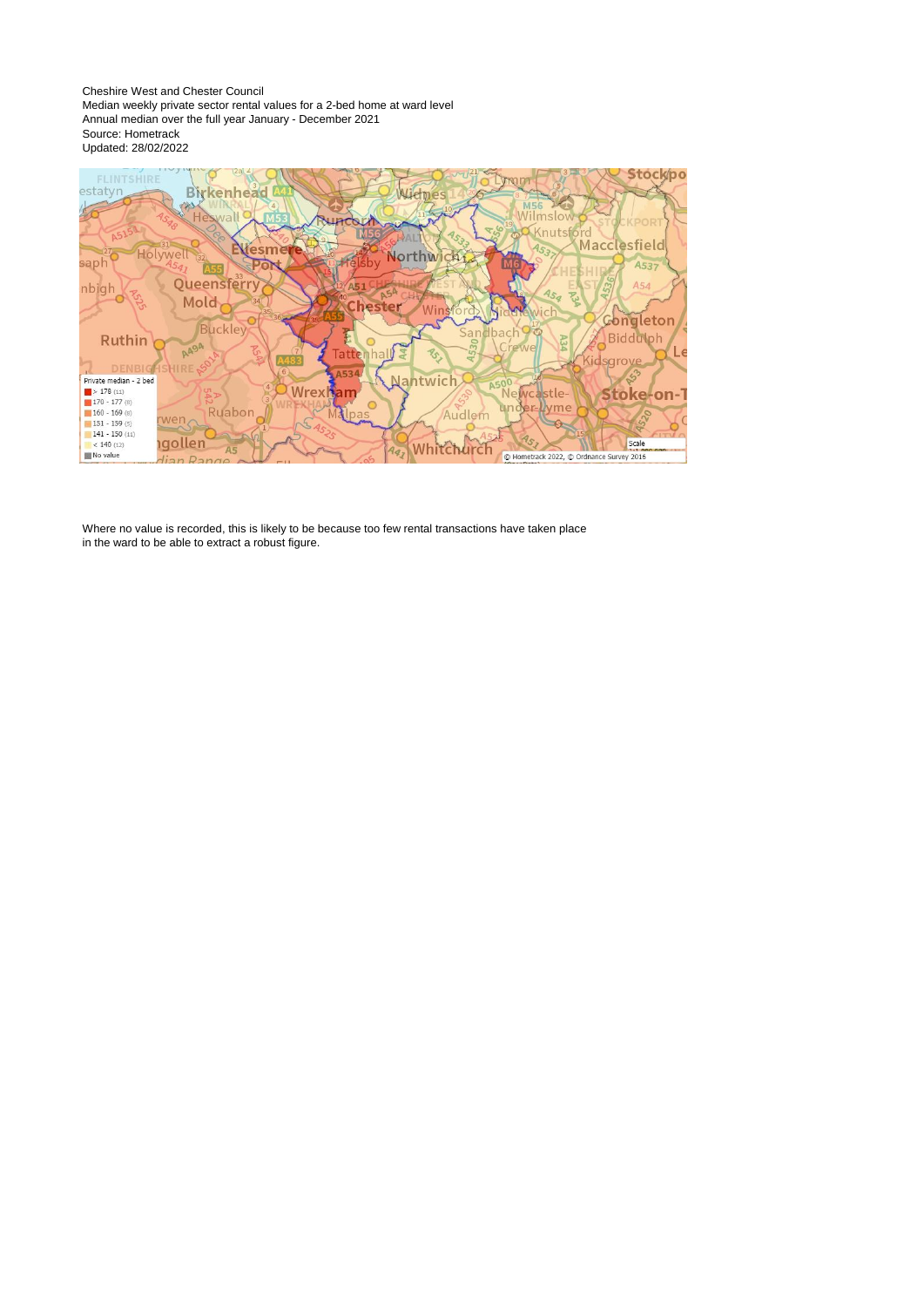Cheshire West and Chester Council
Median weekly private sector rental values for a 2-bed home at ward level
Annual median over the full year January - December 2021
Source: Hometrack
Updated: 28/02/2022

Where no value is recorded, this is likely to be because too few rental transactions have taken place in the ward to be able to extract a robust figure.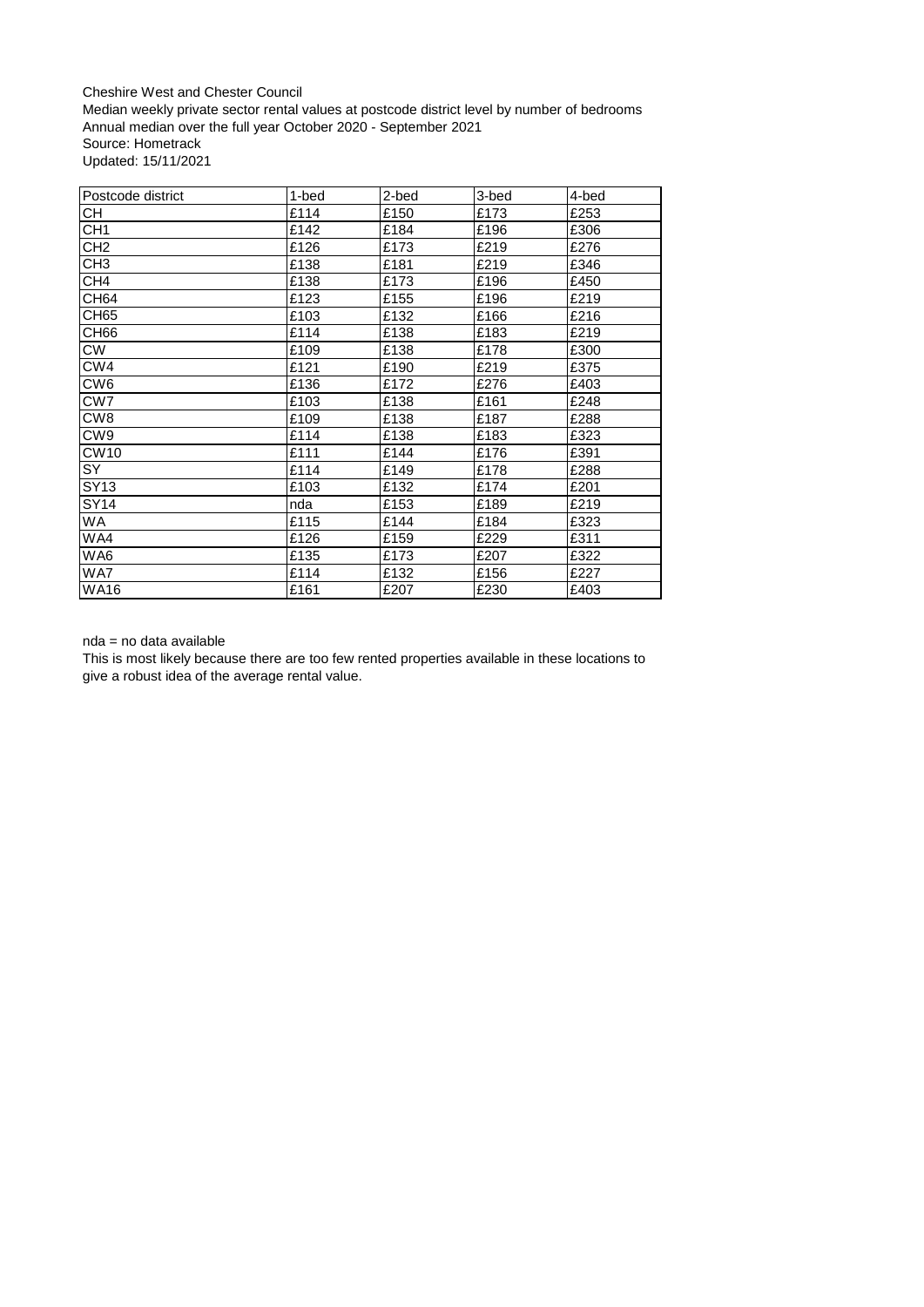Cheshire West and Chester Council
Median weekly private sector rental values at postcode district level by number of bedrooms
Annual median over the full year October 2020 - September 2021
Source: Hometrack
Updated: 15/11/2021

| Postcode district | 1-bed | 2-bed | 3-bed | 4-bed |
|---|---|---|---|---|
| CH | £114 | £150 | £173 | £253 |
| CH1 | £142 | £184 | £196 | £306 |
| CH2 | £126 | £173 | £219 | £276 |
| CH3 | £138 | £181 | £219 | £346 |
| CH4 | £138 | £173 | £196 | £450 |
| CH64 | £123 | £155 | £196 | £219 |
| CH65 | £103 | £132 | £166 | £216 |
| CH66 | £114 | £138 | £183 | £219 |
| CW | £109 | £138 | £178 | £300 |
| CW4 | £121 | £190 | £219 | £375 |
| CW6 | £136 | £172 | £276 | £403 |
| CW7 | £103 | £138 | £161 | £248 |
| CW8 | £109 | £138 | £187 | £288 |
| CW9 | £114 | £138 | £183 | £323 |
| CW10 | £111 | £144 | £176 | £391 |
| SY | £114 | £149 | £178 | £288 |
| SY13 | £103 | £132 | £174 | £201 |
| SY14 | nda | £153 | £189 | £219 |
| WA | £115 | £144 | £184 | £323 |
| WA4 | £126 | £159 | £229 | £311 |
| WA6 | £135 | £173 | £207 | £322 |
| WA7 | £114 | £132 | £156 | £227 |
| WA16 | £161 | £207 | £230 | £403 |

nda = no data available
This is most likely because there are too few rented properties available in these locations to give a robust idea of the average rental value.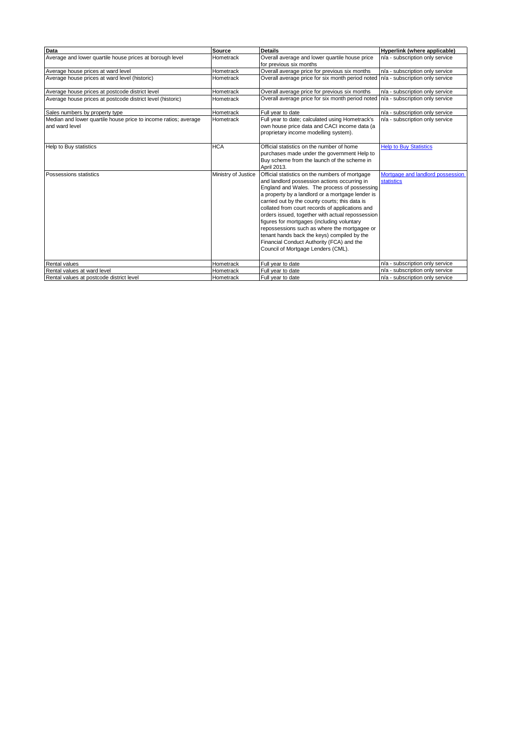| Data | Source | Details | Hyperlink (where applicable) |
| --- | --- | --- | --- |
| Average and lower quartile house prices at borough level | Hometrack | Overall average and lower quartile house price for previous six months | n/a - subscription only service |
| Average house prices at ward level | Hometrack | Overall average price for previous six months | n/a - subscription only service |
| Average house prices at ward level (historic) | Hometrack | Overall average price for six month period noted | n/a - subscription only service |
| Average house prices at postcode district level | Hometrack | Overall average price for previous six months | n/a - subscription only service |
| Average house prices at postcode district level (historic) | Hometrack | Overall average price for six month period noted | n/a - subscription only service |
| Sales numbers by property type | Hometrack | Full year to date | n/a - subscription only service |
| Median and lower quartile house price to income ratios; average and ward level | Hometrack | Full year to date; calculated using Hometrack's own house price data and CACI income data (a proprietary income modelling system). | n/a - subscription only service |
| Help to Buy statistics | HCA | Official statistics on the number of home purchases made under the government Help to Buy scheme from the launch of the scheme in April 2013. | Help to Buy Statistics |
| Possessions statistics | Ministry of Justice | Official statistics on the numbers of mortgage and landlord possession actions occurring in England and Wales. The process of possessing a property by a landlord or a mortgage lender is carried out by the county courts; this data is collated from court records of applications and orders issued, together with actual repossession figures for mortgages (including voluntary repossessions such as where the mortgagee or tenant hands back the keys) compiled by the Financial Conduct Authority (FCA) and the Council of Mortgage Lenders (CML). | Mortgage and landlord possession statistics |
| Rental values | Hometrack | Full year to date | n/a - subscription only service |
| Rental values at ward level | Hometrack | Full year to date | n/a - subscription only service |
| Rental values at postcode district level | Hometrack | Full year to date | n/a - subscription only service |